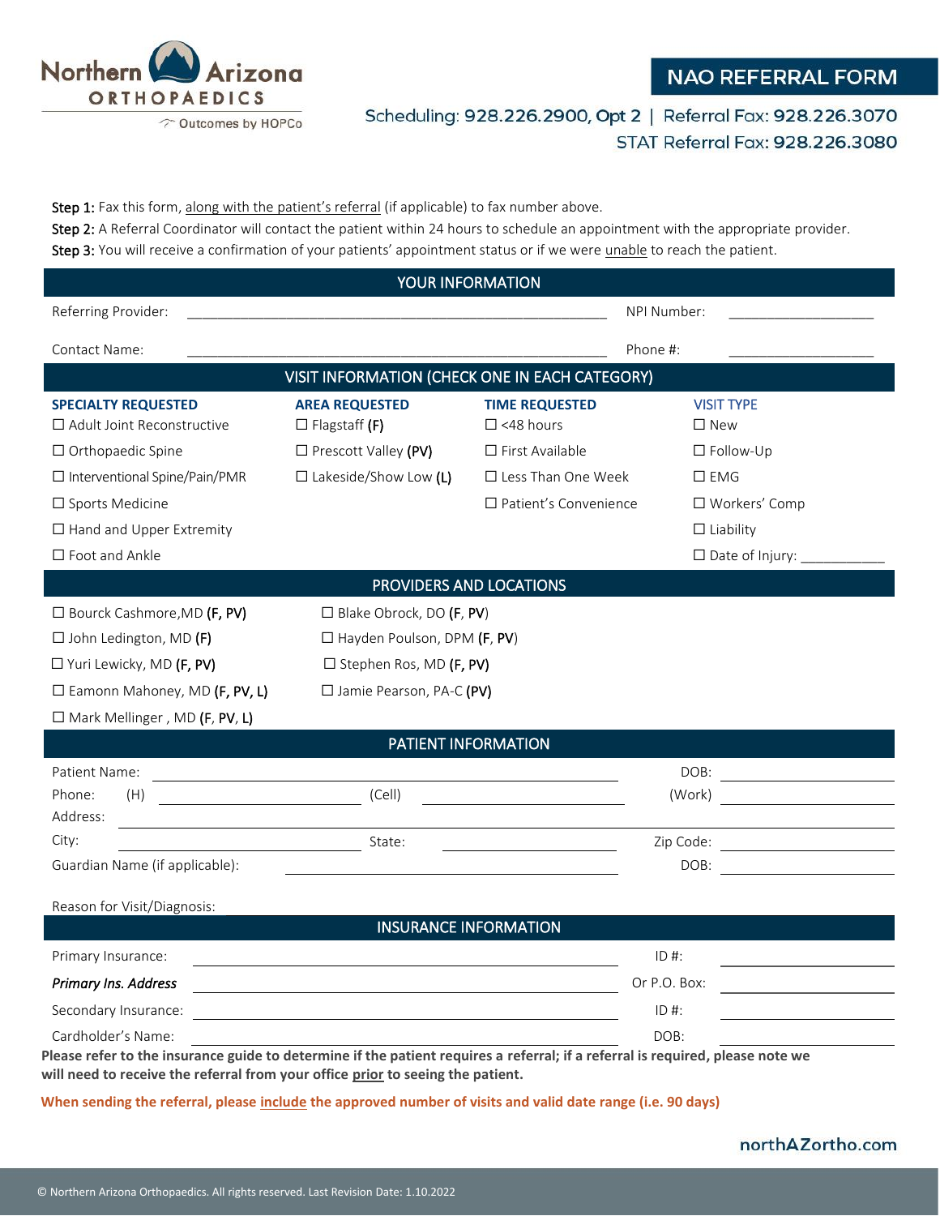Northern Arizona ORTHOPAEDICS
Outcomes by HOPCo

# NAO REFERRAL FORM

Scheduling: 928.226.2900, Opt 2 | Referral Fax: 928.226.3070
STAT Referral Fax: 928.226.3080

**Step 1:** Fax this form, along with the patient's referral (if applicable) to fax number above.
**Step 2:** A Referral Coordinator will contact the patient within 24 hours to schedule an appointment with the appropriate provider.
**Step 3:** You will receive a confirmation of your patients' appointment status or if we were unable to reach the patient.

## YOUR INFORMATION

Referring Provider: ______________________________ NPI Number: ____________________

Contact Name: ______________________________ Phone #: ____________________

## VISIT INFORMATION (CHECK ONE IN EACH CATEGORY)

| SPECIALTY REQUESTED | AREA REQUESTED | TIME REQUESTED | VISIT TYPE |
|---|---|---|---|
| ☐ Adult Joint Reconstructive | ☐ Flagstaff **(F)** | ☐ <48 hours | ☐ New |
| ☐ Orthopaedic Spine | ☐ Prescott Valley **(PV)** | ☐ First Available | ☐ Follow-Up |
| ☐ Interventional Spine/Pain/PMR | ☐ Lakeside/Show Low **(L)** | ☐ Less Than One Week | ☐ EMG |
| ☐ Sports Medicine | | ☐ Patient's Convenience | ☐ Workers' Comp |
| ☐ Hand and Upper Extremity | | | ☐ Liability |
| ☐ Foot and Ankle | | | ☐ Date of Injury: ___________ |

## PROVIDERS AND LOCATIONS

| | |
|---|---|
| ☐ Bourck Cashmore,MD **(F, PV)** | ☐ Blake Obrock, DO **(F, PV)** |
| ☐ John Ledington, MD **(F)** | ☐ Hayden Poulson, DPM **(F, PV)** |
| ☐ Yuri Lewicky, MD **(F, PV)** | ☐ Stephen Ros, MD **(F, PV)** |
| ☐ Eamonn Mahoney, MD **(F, PV, L)** | ☐ Jamie Pearson, PA-C **(PV)** |
| ☐ Mark Mellinger , MD **(F, PV, L)** | |

## PATIENT INFORMATION

Patient Name: ______________________________ DOB: ____________________

Phone: (H) ____________________ (Cell) ____________________ (Work) ____________________

Address: ______________________________

City: ____________________ State: ____________________ Zip Code: ____________________

Guardian Name (if applicable): ______________________________ DOB: ____________________

Reason for Visit/Diagnosis:

## INSURANCE INFORMATION

Primary Insurance: ______________________________ ID #: ____________________

*Primary Ins. Address* ______________________________ Or P.O. Box: ____________________

Secondary Insurance: ______________________________ ID #: ____________________

Cardholder's Name: ______________________________ DOB: ____________________

**Please refer to the insurance guide to determine if the patient requires a referral; if a referral is required, please note we will need to receive the referral from your office prior to seeing the patient.**

**When sending the referral, please include the approved number of visits and valid date range (i.e. 90 days)**

northAZortho.com

© Northern Arizona Orthopaedics. All rights reserved. Last Revision Date: 1.10.2022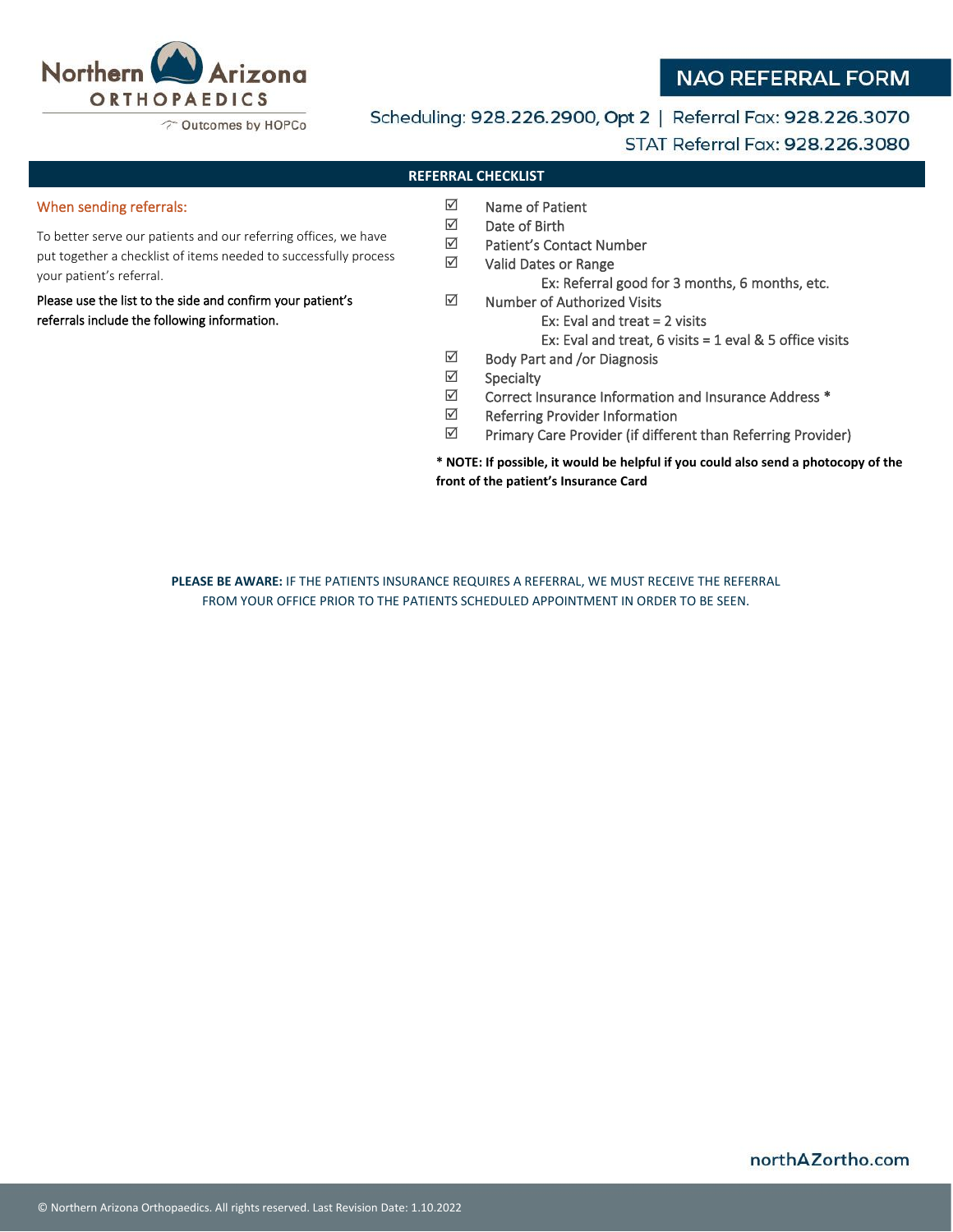Northern Arizona ORTHOPAEDICS

Outcomes by HOPCo

# NAO REFERRAL FORM

Scheduling: 928.226.2900, Opt 2 | Referral Fax: 928.226.3070

STAT Referral Fax: 928.226.3080

## REFERRAL CHECKLIST

### When sending referrals:

To better serve our patients and our referring offices, we have put together a checklist of items needed to successfully process your patient's referral.

Please use the list to the side and confirm your patient's referrals include the following information.

- ☑ Name of Patient
- ☑ Date of Birth
- ☑ Patient's Contact Number
- ☑ Valid Dates or Range
  - Ex: Referral good for 3 months, 6 months, etc.
- ☑ Number of Authorized Visits
  - Ex: Eval and treat = 2 visits
  - Ex: Eval and treat, 6 visits = 1 eval & 5 office visits
- ☑ Body Part and /or Diagnosis
- ☑ Specialty
- ☑ Correct Insurance Information and Insurance Address *
- ☑ Referring Provider Information
- ☑ Primary Care Provider (if different than Referring Provider)

**\* NOTE: If possible, it would be helpful if you could also send a photocopy of the front of the patient's Insurance Card**

**PLEASE BE AWARE:** IF THE PATIENTS INSURANCE REQUIRES A REFERRAL, WE MUST RECEIVE THE REFERRAL FROM YOUR OFFICE PRIOR TO THE PATIENTS SCHEDULED APPOINTMENT IN ORDER TO BE SEEN.

northAZortho.com

© Northern Arizona Orthopaedics. All rights reserved. Last Revision Date: 1.10.2022